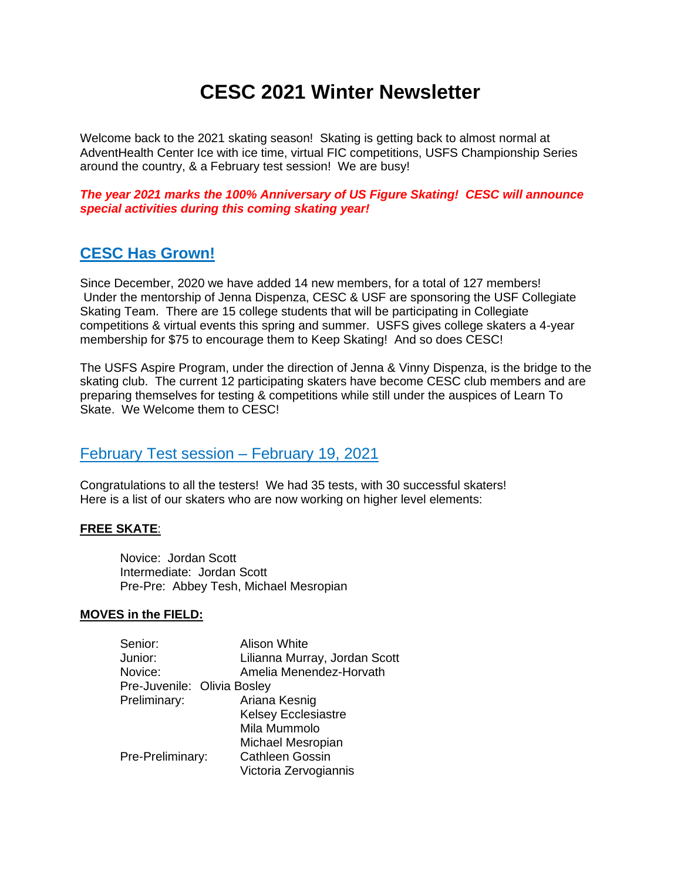# CESC 2021 Winter Newsletter

Welcome back to the 2021 skating season! Skating is getting back to almost normal at AdventHealth Center Ice with ice time, virtual FIC competitions, USFS Championship Series around the country, & a February test session! We are busy!

***The year 2021 marks the 100% Anniversary of US Figure Skating! CESC will announce special activities during this coming skating year!***

## CESC Has Grown!

Since December, 2020 we have added 14 new members, for a total of 127 members! Under the mentorship of Jenna Dispenza, CESC & USF are sponsoring the USF Collegiate Skating Team. There are 15 college students that will be participating in Collegiate competitions & virtual events this spring and summer. USFS gives college skaters a 4-year membership for $75 to encourage them to Keep Skating! And so does CESC!

The USFS Aspire Program, under the direction of Jenna & Vinny Dispenza, is the bridge to the skating club. The current 12 participating skaters have become CESC club members and are preparing themselves for testing & competitions while still under the auspices of Learn To Skate. We Welcome them to CESC!

## February Test session – February 19, 2021

Congratulations to all the testers! We had 35 tests, with 30 successful skaters!
Here is a list of our skaters who are now working on higher level elements:

**FREE SKATE**:

- Novice: Jordan Scott
- Intermediate: Jordan Scott
- Pre-Pre: Abbey Tesh, Michael Mesropian

**MOVES in the FIELD:**

- Senior: Alison White
- Junior: Lilianna Murray, Jordan Scott
- Novice: Amelia Menendez-Horvath
- Pre-Juvenile: Olivia Bosley
- Preliminary: Ariana Kesnig, Kelsey Ecclesiastre, Mila Mummolo, Michael Mesropian
- Pre-Preliminary: Cathleen Gossin, Victoria Zervogiannis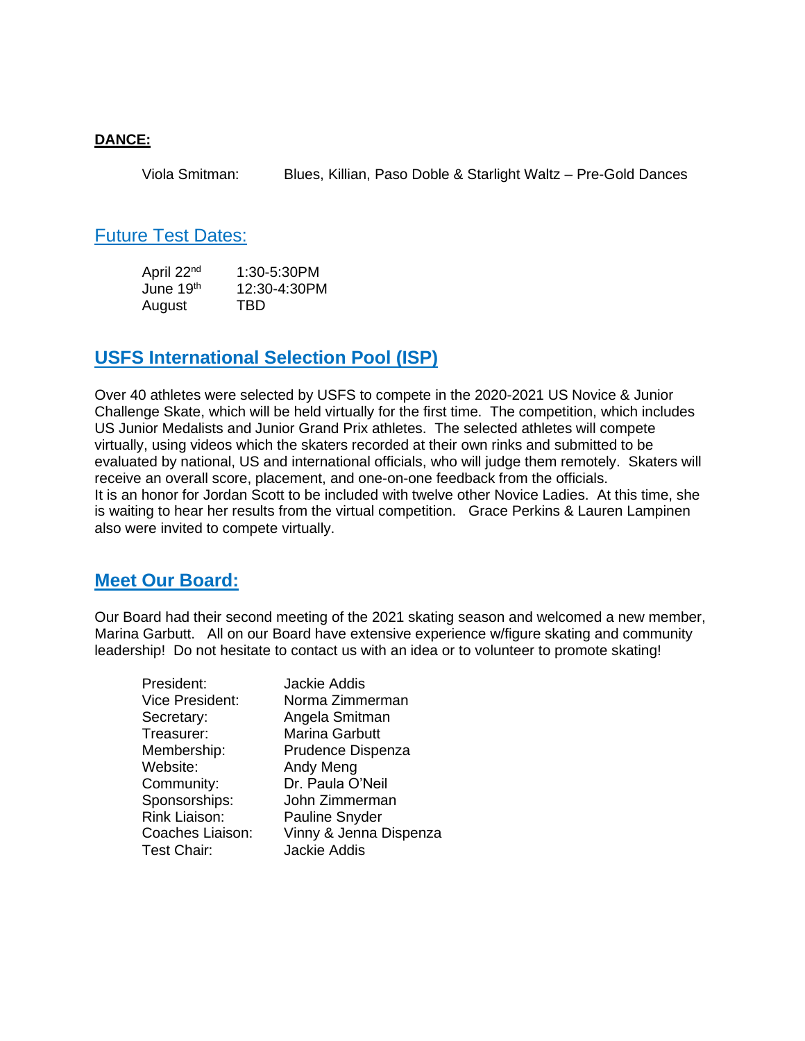**DANCE:**

Viola Smitman: Blues, Killian, Paso Doble & Starlight Waltz – Pre-Gold Dances

## Future Test Dates:

| | |
|---|---|
| April 22nd | 1:30-5:30PM |
| June 19th | 12:30-4:30PM |
| August | TBD |

## USFS International Selection Pool (ISP)

Over 40 athletes were selected by USFS to compete in the 2020-2021 US Novice & Junior Challenge Skate, which will be held virtually for the first time. The competition, which includes US Junior Medalists and Junior Grand Prix athletes. The selected athletes will compete virtually, using videos which the skaters recorded at their own rinks and submitted to be evaluated by national, US and international officials, who will judge them remotely. Skaters will receive an overall score, placement, and one-on-one feedback from the officials.
It is an honor for Jordan Scott to be included with twelve other Novice Ladies. At this time, she is waiting to hear her results from the virtual competition. Grace Perkins & Lauren Lampinen also were invited to compete virtually.

## Meet Our Board:

Our Board had their second meeting of the 2021 skating season and welcomed a new member, Marina Garbutt. All on our Board have extensive experience w/figure skating and community leadership! Do not hesitate to contact us with an idea or to volunteer to promote skating!

| | |
|---|---|
| President: | Jackie Addis |
| Vice President: | Norma Zimmerman |
| Secretary: | Angela Smitman |
| Treasurer: | Marina Garbutt |
| Membership: | Prudence Dispenza |
| Website: | Andy Meng |
| Community: | Dr. Paula O'Neil |
| Sponsorships: | John Zimmerman |
| Rink Liaison: | Pauline Snyder |
| Coaches Liaison: | Vinny & Jenna Dispenza |
| Test Chair: | Jackie Addis |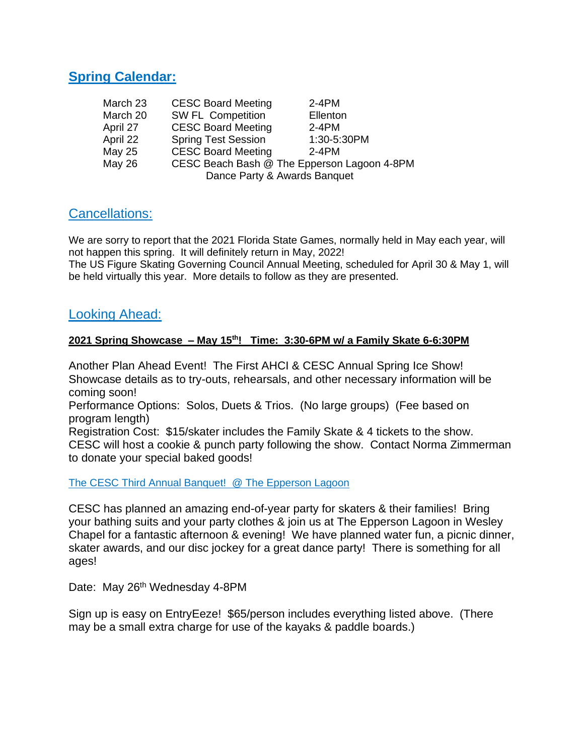## Spring Calendar:

| | | |
|---|---|---|
| March 23 | CESC Board Meeting | 2-4PM |
| March 20 | SW FL Competition | Ellenton |
| April 27 | CESC Board Meeting | 2-4PM |
| April 22 | Spring Test Session | 1:30-5:30PM |
| May 25 | CESC Board Meeting | 2-4PM |
| May 26 | CESC Beach Bash @ The Epperson Lagoon 4-8PM<br>Dance Party & Awards Banquet | |

## Cancellations:

We are sorry to report that the 2021 Florida State Games, normally held in May each year, will not happen this spring. It will definitely return in May, 2022!
The US Figure Skating Governing Council Annual Meeting, scheduled for April 30 & May 1, will be held virtually this year. More details to follow as they are presented.

## Looking Ahead:

**2021 Spring Showcase – May 15th! Time: 3:30-6PM w/ a Family Skate 6-6:30PM**

Another Plan Ahead Event! The First AHCI & CESC Annual Spring Ice Show!
Showcase details as to try-outs, rehearsals, and other necessary information will be coming soon!
Performance Options: Solos, Duets & Trios. (No large groups) (Fee based on program length)
Registration Cost: $15/skater includes the Family Skate & 4 tickets to the show.
CESC will host a cookie & punch party following the show. Contact Norma Zimmerman to donate your special baked goods!

### The CESC Third Annual Banquet! @ The Epperson Lagoon

CESC has planned an amazing end-of-year party for skaters & their families! Bring your bathing suits and your party clothes & join us at The Epperson Lagoon in Wesley Chapel for a fantastic afternoon & evening! We have planned water fun, a picnic dinner, skater awards, and our disc jockey for a great dance party! There is something for all ages!

Date: May 26th Wednesday 4-8PM

Sign up is easy on EntryEeze! $65/person includes everything listed above. (There may be a small extra charge for use of the kayaks & paddle boards.)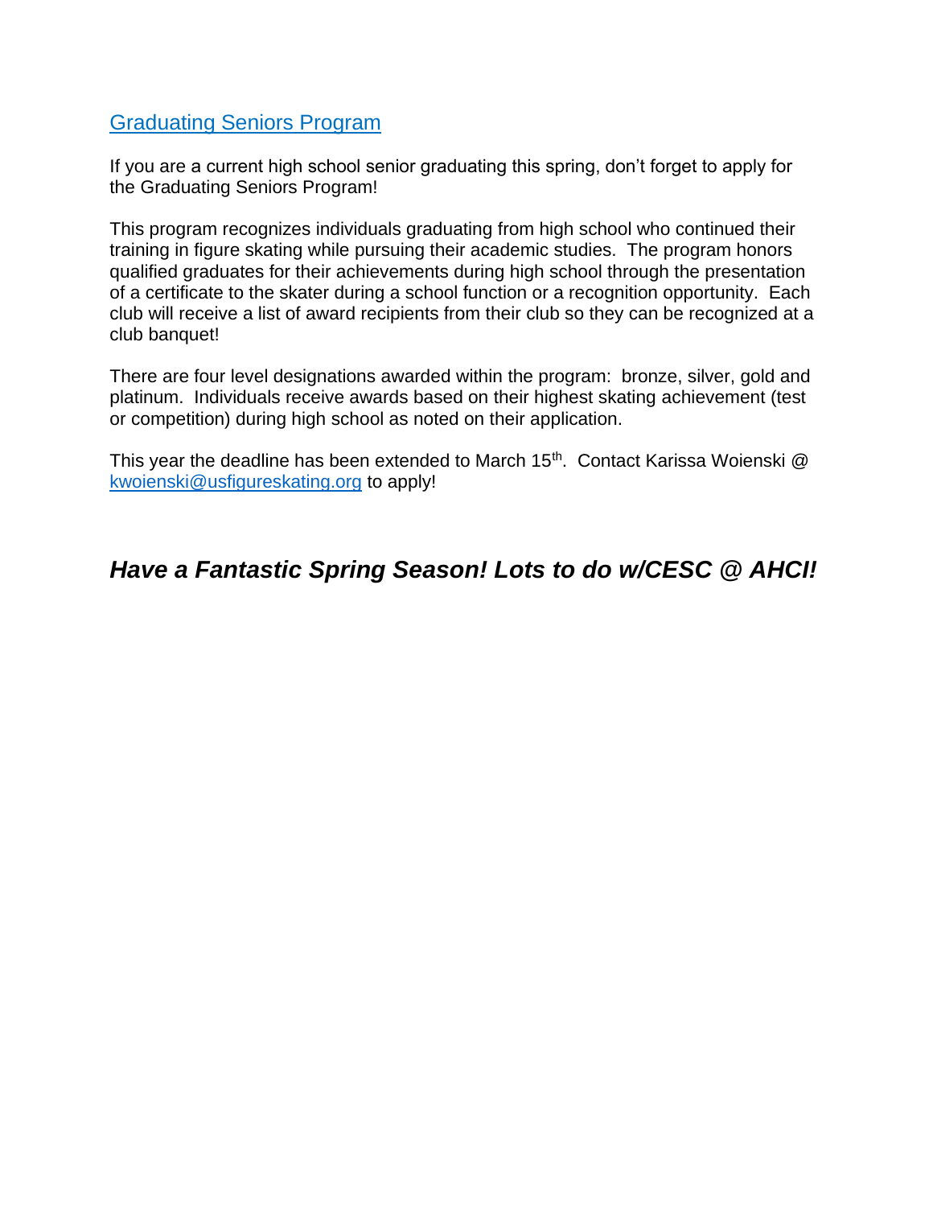## Graduating Seniors Program

If you are a current high school senior graduating this spring, don't forget to apply for the Graduating Seniors Program!

This program recognizes individuals graduating from high school who continued their training in figure skating while pursuing their academic studies. The program honors qualified graduates for their achievements during high school through the presentation of a certificate to the skater during a school function or a recognition opportunity. Each club will receive a list of award recipients from their club so they can be recognized at a club banquet!

There are four level designations awarded within the program: bronze, silver, gold and platinum. Individuals receive awards based on their highest skating achievement (test or competition) during high school as noted on their application.

This year the deadline has been extended to March 15th. Contact Karissa Woienski @ kwoienski@usfigureskating.org to apply!

## ***Have a Fantastic Spring Season! Lots to do w/CESC @ AHCI!***